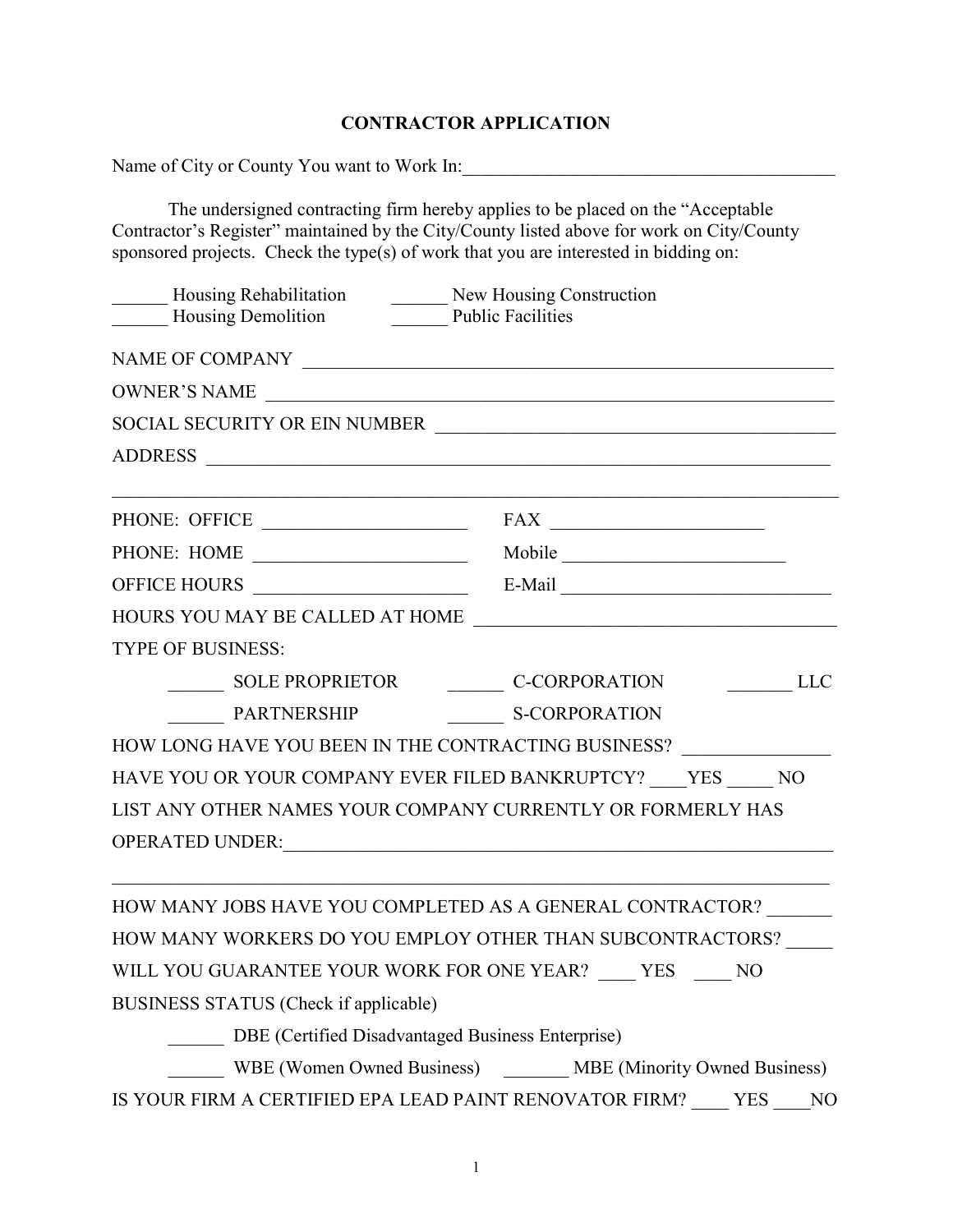# CONTRACTOR APPLICATION

Name of City or County You want to Work In:_________________________________________

The undersigned contracting firm hereby applies to be placed on the "Acceptable Contractor's Register" maintained by the City/County listed above for work on City/County sponsored projects. Check the type(s) of work that you are interested in bidding on:

______ Housing Rehabilitation ______ New Housing Construction
______ Housing Demolition ______ Public Facilities

NAME OF COMPANY ___________________________________________________________

OWNER'S NAME ______________________________________________________________

SOCIAL SECURITY OR EIN NUMBER ____________________________________________

ADDRESS ___________________________________________________________________

___________________________________________________________________________

PHONE: OFFICE ______________________ FAX _______________________

PHONE: HOME ______________________ Mobile ________________________

OFFICE HOURS ______________________ E-Mail _____________________________

HOURS YOU MAY BE CALLED AT HOME ______________________________________

TYPE OF BUSINESS:

______ SOLE PROPRIETOR ______ C-CORPORATION _______ LLC

______ PARTNERSHIP ______ S-CORPORATION

HOW LONG HAVE YOU BEEN IN THE CONTRACTING BUSINESS? _______________

HAVE YOU OR YOUR COMPANY EVER FILED BANKRUPTCY? ____YES _____ NO

LIST ANY OTHER NAMES YOUR COMPANY CURRENTLY OR FORMERLY HAS OPERATED UNDER:_____________________________________________________________

___________________________________________________________________________

HOW MANY JOBS HAVE YOU COMPLETED AS A GENERAL CONTRACTOR? _______

HOW MANY WORKERS DO YOU EMPLOY OTHER THAN SUBCONTRACTORS? _____

WILL YOU GUARANTEE YOUR WORK FOR ONE YEAR? ____ YES ____ NO

BUSINESS STATUS (Check if applicable)

______ DBE (Certified Disadvantaged Business Enterprise)

______ WBE (Women Owned Business) _______ MBE (Minority Owned Business)

IS YOUR FIRM A CERTIFIED EPA LEAD PAINT RENOVATOR FIRM? ____ YES ____NO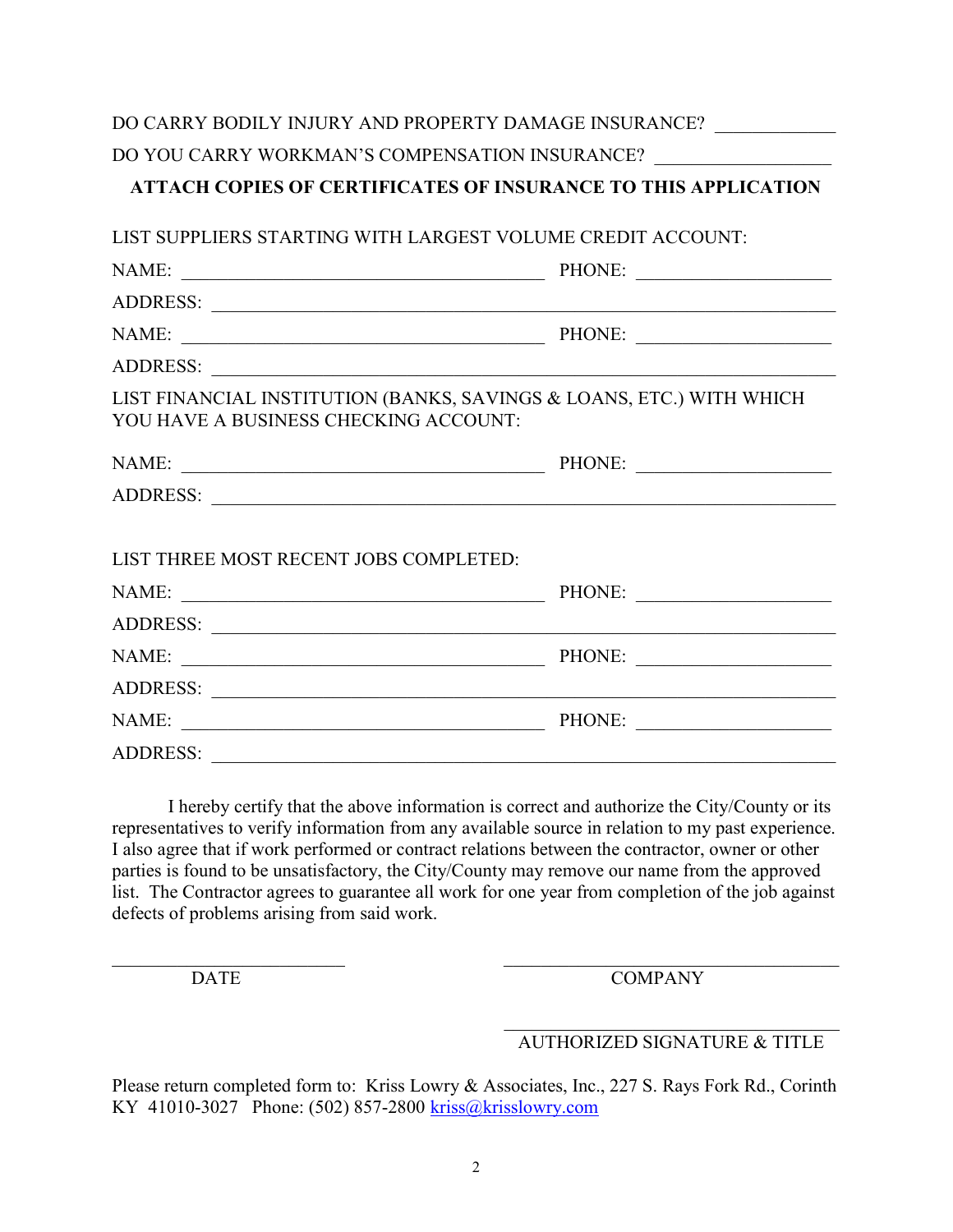DO CARRY BODILY INJURY AND PROPERTY DAMAGE INSURANCE? ____________

DO YOU CARRY WORKMAN'S COMPENSATION INSURANCE? __________________

**ATTACH COPIES OF CERTIFICATES OF INSURANCE TO THIS APPLICATION**

LIST SUPPLIERS STARTING WITH LARGEST VOLUME CREDIT ACCOUNT:

NAME: ______________________________________ PHONE: ____________________

ADDRESS: _________________________________________________________________

NAME: ______________________________________ PHONE: ____________________

ADDRESS: _________________________________________________________________

LIST FINANCIAL INSTITUTION (BANKS, SAVINGS & LOANS, ETC.) WITH WHICH YOU HAVE A BUSINESS CHECKING ACCOUNT:

NAME: ______________________________________ PHONE: ____________________

ADDRESS: _________________________________________________________________

LIST THREE MOST RECENT JOBS COMPLETED:

NAME: ______________________________________ PHONE: ____________________

ADDRESS: _________________________________________________________________

NAME: ______________________________________ PHONE: ____________________

ADDRESS: _________________________________________________________________

NAME: ______________________________________ PHONE: ____________________

ADDRESS: _________________________________________________________________

I hereby certify that the above information is correct and authorize the City/County or its representatives to verify information from any available source in relation to my past experience. I also agree that if work performed or contract relations between the contractor, owner or other parties is found to be unsatisfactory, the City/County may remove our name from the approved list. The Contractor agrees to guarantee all work for one year from completion of the job against defects of problems arising from said work.

________________________ DATE

________________________ COMPANY

________________________ AUTHORIZED SIGNATURE & TITLE

Please return completed form to: Kriss Lowry & Associates, Inc., 227 S. Rays Fork Rd., Corinth KY 41010-3027 Phone: (502) 857-2800 kriss@krisslowry.com